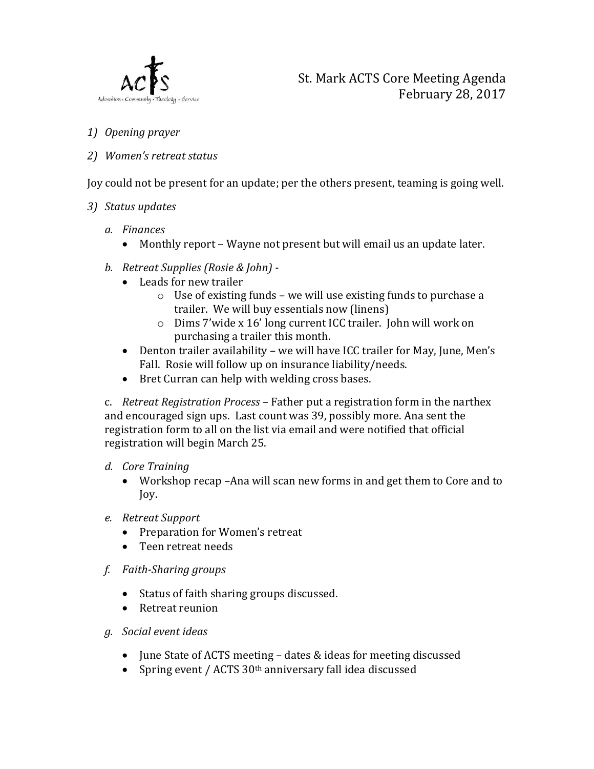# St. Mark ACTS Core Meeting Agenda
## February 28, 2017

1) *Opening prayer*
2) *Women's retreat status*

Joy could not be present for an update; per the others present, teaming is going well.

3) *Status updates*

   a. *Finances*
      - Monthly report – Wayne not present but will email us an update later.

   b. *Retreat Supplies (Rosie & John)* -
      - Leads for new trailer
         - Use of existing funds – we will use existing funds to purchase a trailer. We will buy essentials now (linens)
         - Dims 7'wide x 16' long current ICC trailer. John will work on purchasing a trailer this month.
      - Denton trailer availability – we will have ICC trailer for May, June, Men's Fall. Rosie will follow up on insurance liability/needs.
      - Bret Curran can help with welding cross bases.

   c. *Retreat Registration Process* – Father put a registration form in the narthex and encouraged sign ups. Last count was 39, possibly more. Ana sent the registration form to all on the list via email and were notified that official registration will begin March 25.

   d. *Core Training*
      - Workshop recap –Ana will scan new forms in and get them to Core and to Joy.

   e. *Retreat Support*
      - Preparation for Women's retreat
      - Teen retreat needs

   f. *Faith-Sharing groups*
      - Status of faith sharing groups discussed.
      - Retreat reunion

   g. *Social event ideas*
      - June State of ACTS meeting – dates & ideas for meeting discussed
      - Spring event / ACTS 30th anniversary fall idea discussed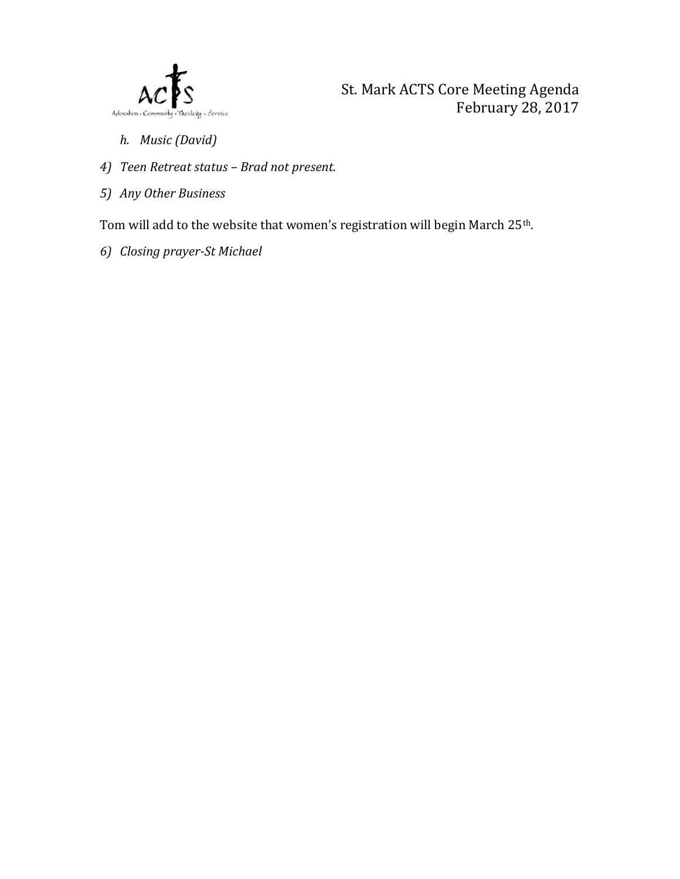*h. Music (David)*

*4) Teen Retreat status – Brad not present.*

*5) Any Other Business*

Tom will add to the website that women's registration will begin March 25th.

*6) Closing prayer-St Michael*